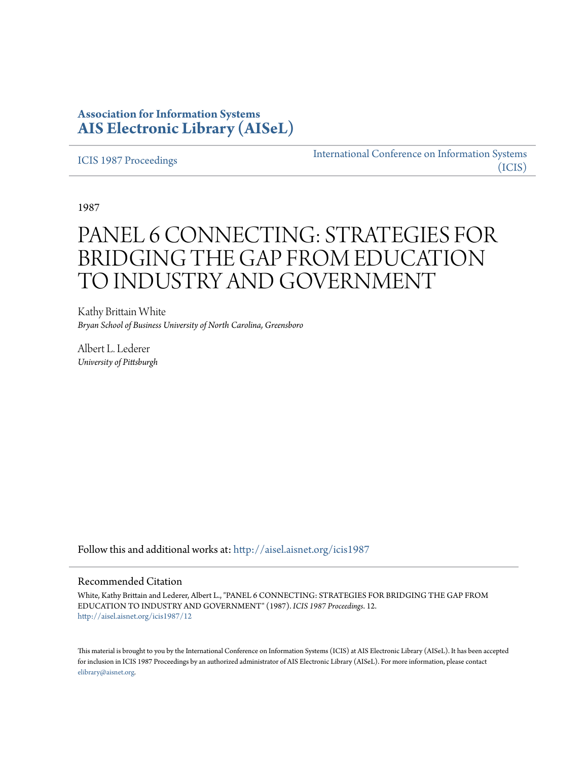# Association for Information Systems
# AIS Electronic Library (AISeL)

ICIS 1987 Proceedings

International Conference on Information Systems (ICIS)

1987

# PANEL 6 CONNECTING: STRATEGIES FOR BRIDGING THE GAP FROM EDUCATION TO INDUSTRY AND GOVERNMENT

Kathy Brittain White
*Bryan School of Business University of North Carolina, Greensboro*

Albert L. Lederer
*University of Pittsburgh*

Follow this and additional works at: http://aisel.aisnet.org/icis1987

## Recommended Citation

White, Kathy Brittain and Lederer, Albert L., "PANEL 6 CONNECTING: STRATEGIES FOR BRIDGING THE GAP FROM EDUCATION TO INDUSTRY AND GOVERNMENT" (1987). *ICIS 1987 Proceedings*. 12.
http://aisel.aisnet.org/icis1987/12

This material is brought to you by the International Conference on Information Systems (ICIS) at AIS Electronic Library (AISeL). It has been accepted for inclusion in ICIS 1987 Proceedings by an authorized administrator of AIS Electronic Library (AISeL). For more information, please contact elibrary@aisnet.org.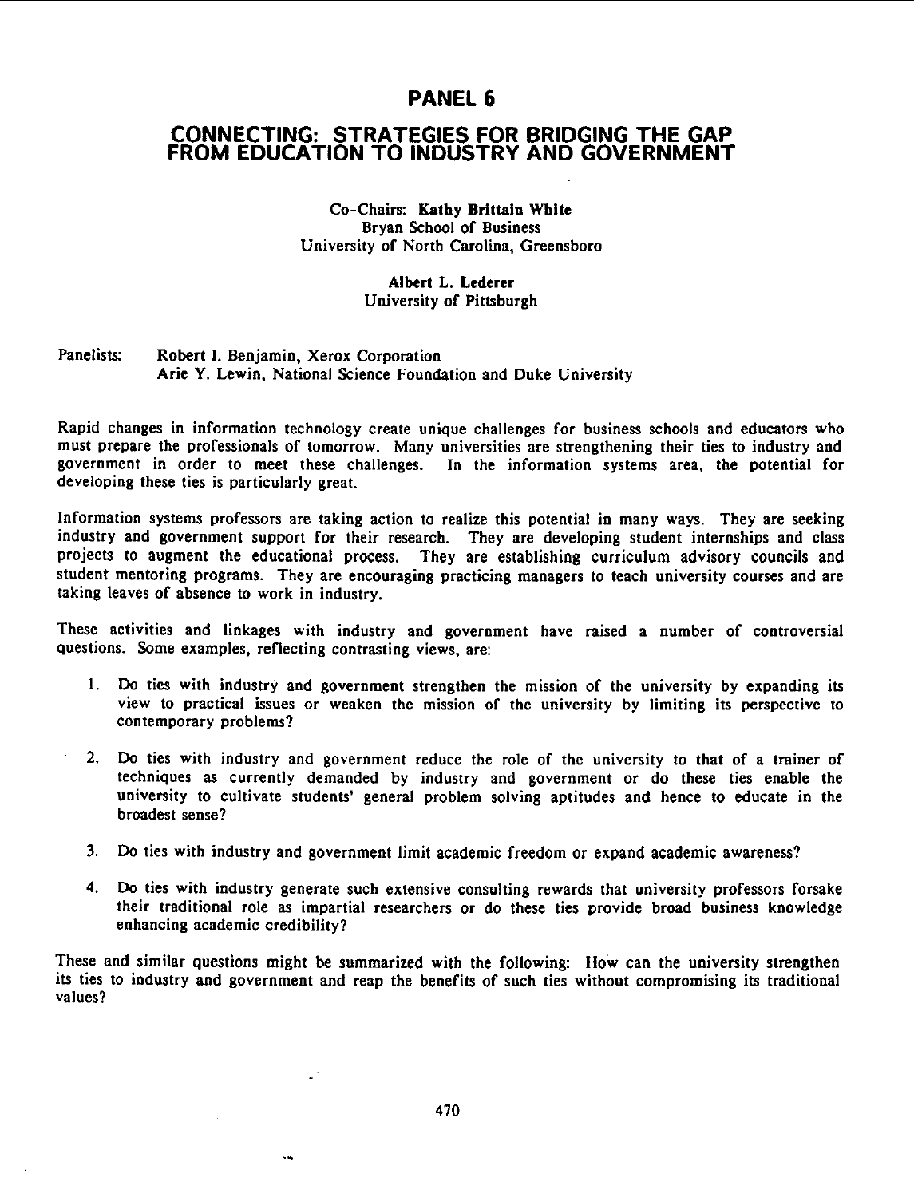# PANEL 6

## CONNECTING: STRATEGIES FOR BRIDGING THE GAP FROM EDUCATION TO INDUSTRY AND GOVERNMENT

Co-Chairs: **Kathy Brittain White**
Bryan School of Business
University of North Carolina, Greensboro

**Albert L. Lederer**
University of Pittsburgh

Panelists: Robert I. Benjamin, Xerox Corporation
Arie Y. Lewin, National Science Foundation and Duke University

Rapid changes in information technology create unique challenges for business schools and educators who must prepare the professionals of tomorrow. Many universities are strengthening their ties to industry and government in order to meet these challenges. In the information systems area, the potential for developing these ties is particularly great.

Information systems professors are taking action to realize this potential in many ways. They are seeking industry and government support for their research. They are developing student internships and class projects to augment the educational process. They are establishing curriculum advisory councils and student mentoring programs. They are encouraging practicing managers to teach university courses and are taking leaves of absence to work in industry.

These activities and linkages with industry and government have raised a number of controversial questions. Some examples, reflecting contrasting views, are:

1. Do ties with industry and government strengthen the mission of the university by expanding its view to practical issues or weaken the mission of the university by limiting its perspective to contemporary problems?

2. Do ties with industry and government reduce the role of the university to that of a trainer of techniques as currently demanded by industry and government or do these ties enable the university to cultivate students' general problem solving aptitudes and hence to educate in the broadest sense?

3. Do ties with industry and government limit academic freedom or expand academic awareness?

4. Do ties with industry generate such extensive consulting rewards that university professors forsake their traditional role as impartial researchers or do these ties provide broad business knowledge enhancing academic credibility?

These and similar questions might be summarized with the following: How can the university strengthen its ties to industry and government and reap the benefits of such ties without compromising its traditional values?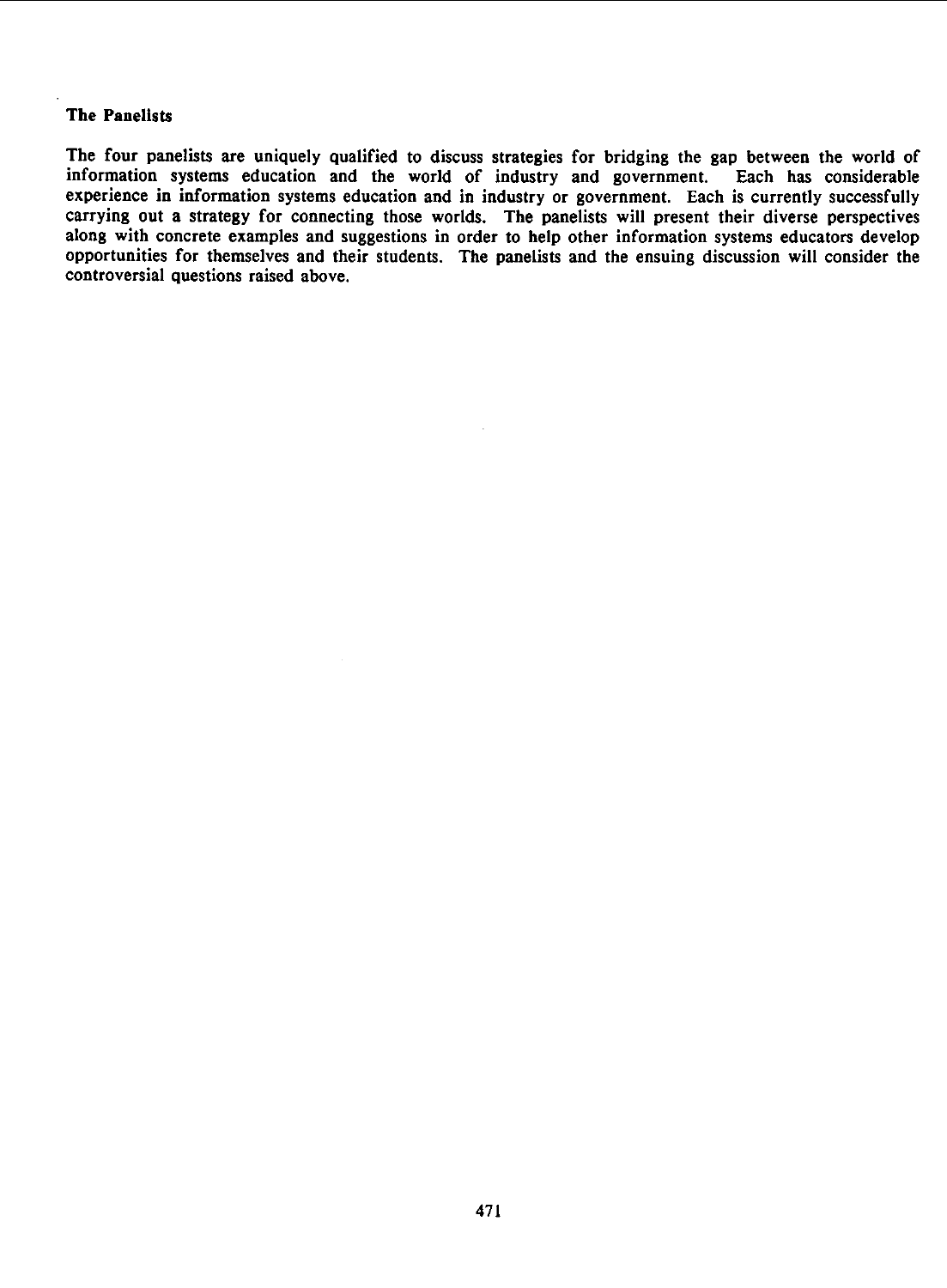### The Panelists

The four panelists are uniquely qualified to discuss strategies for bridging the gap between the world of information systems education and the world of industry and government. Each has considerable experience in information systems education and in industry or government. Each is currently successfully carrying out a strategy for connecting those worlds. The panelists will present their diverse perspectives along with concrete examples and suggestions in order to help other information systems educators develop opportunities for themselves and their students. The panelists and the ensuing discussion will consider the controversial questions raised above.